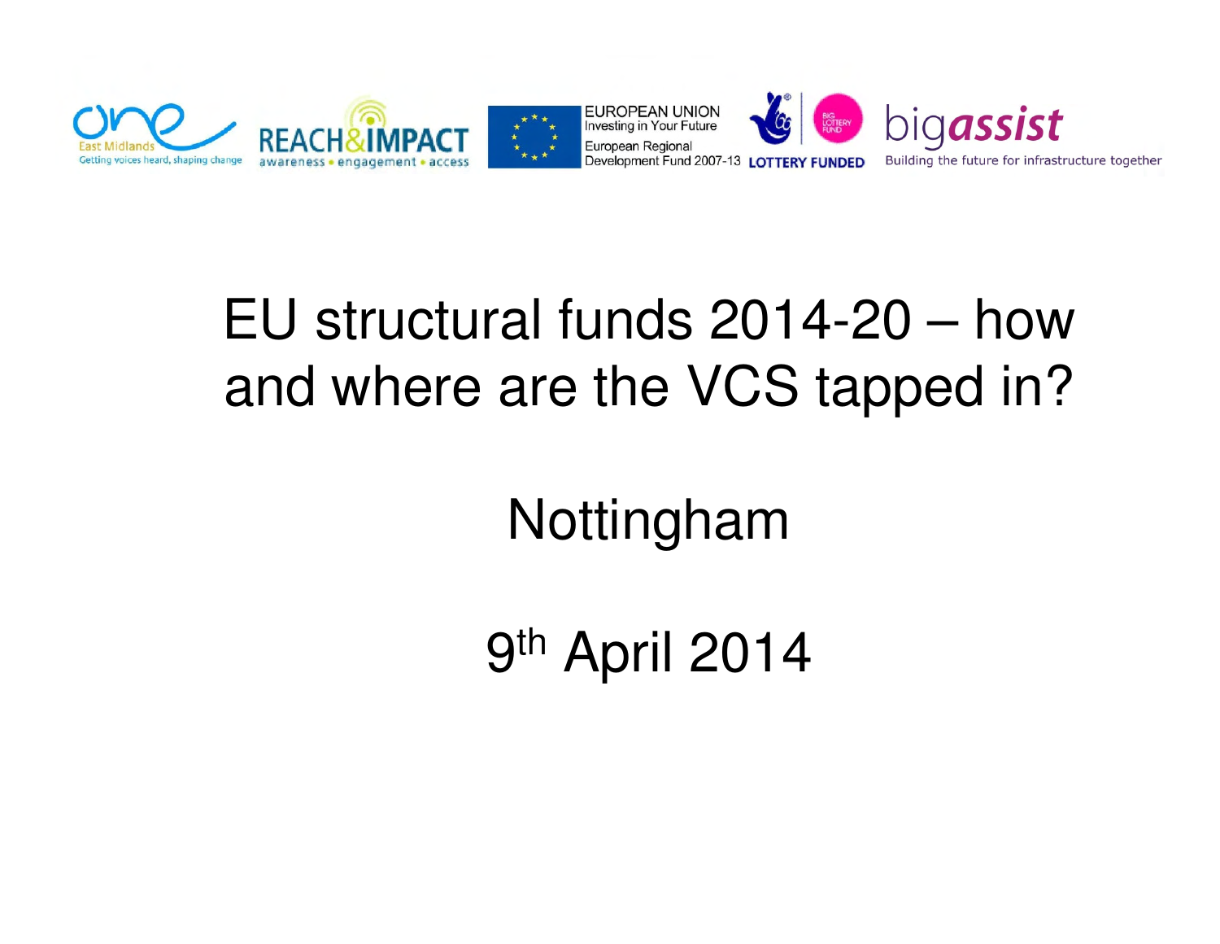One East Midlands — Getting voices heard, shaping change

REACH&IMPACT — awareness • engagement • access

EUROPEAN UNION
Investing in Your Future
European Regional Development Fund 2007-13

LOTTERY FUNDED

bigassist — Building the future for infrastructure together

# EU structural funds 2014-20 – how and where are the VCS tapped in?

## Nottingham

## 9th April 2014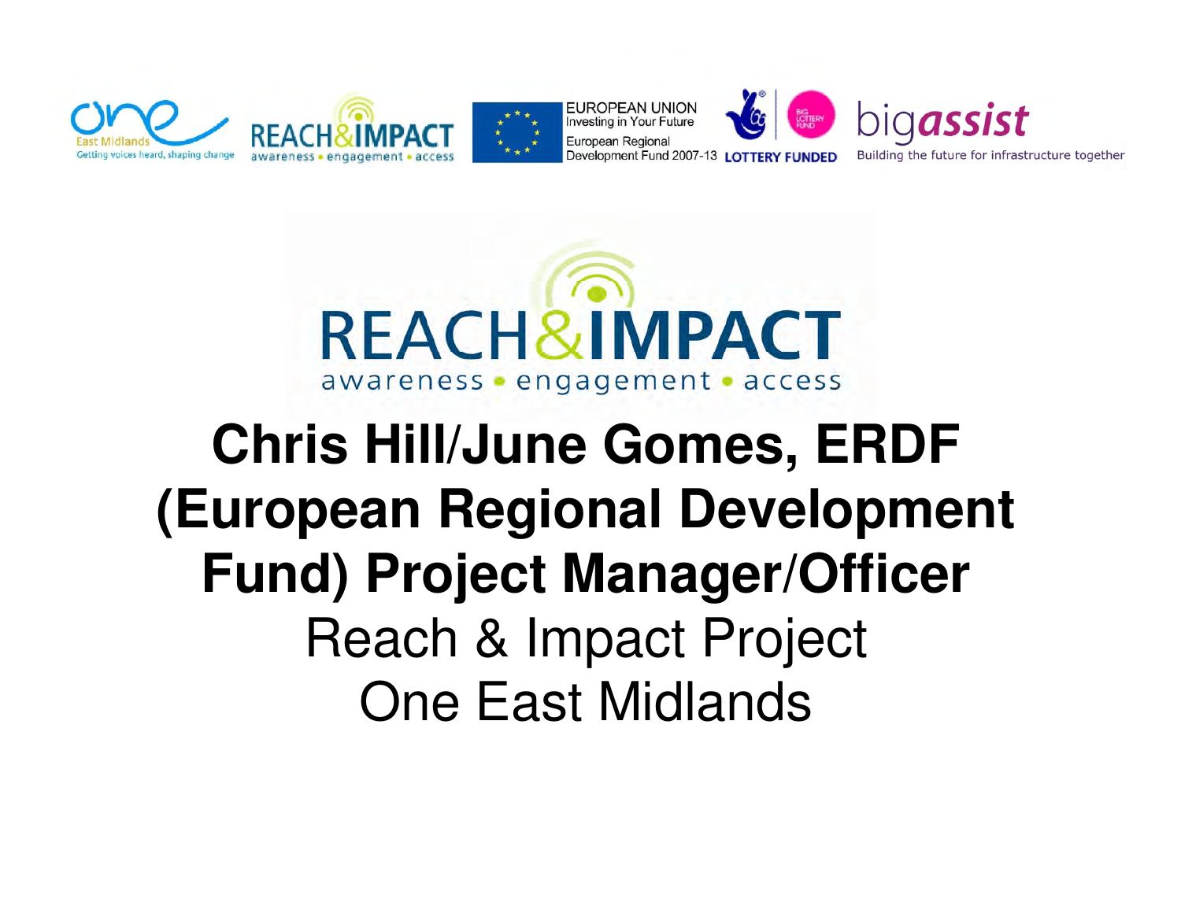# Chris Hill/June Gomes, ERDF (European Regional Development Fund) Project Manager/Officer

Reach & Impact Project

One East Midlands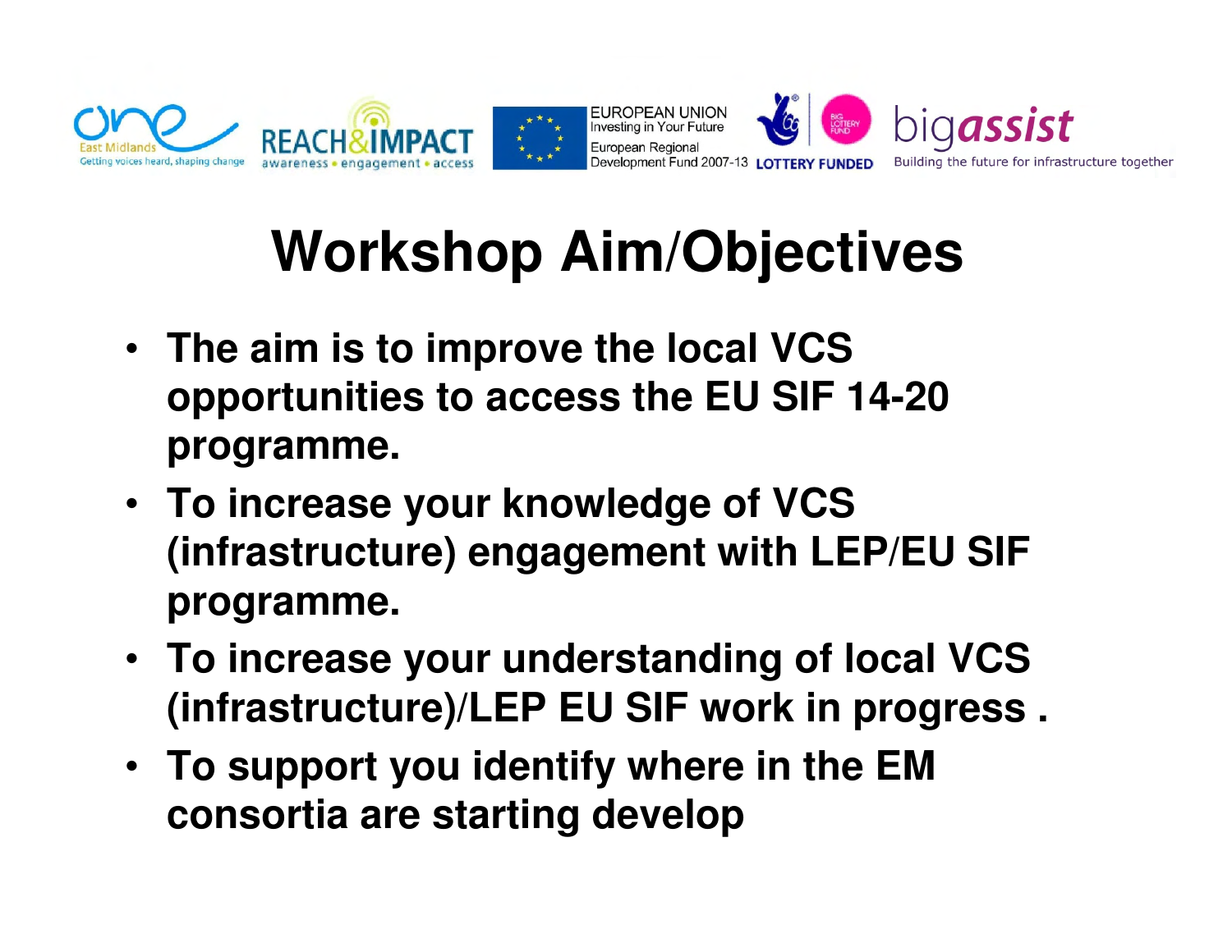# Workshop Aim/Objectives

- **The aim is to improve the local VCS opportunities to access the EU SIF 14-20 programme.**
- **To increase your knowledge of VCS (infrastructure) engagement with LEP/EU SIF programme.**
- **To increase your understanding of local VCS (infrastructure)/LEP EU SIF work in progress .**
- **To support you identify where in the EM consortia are starting develop**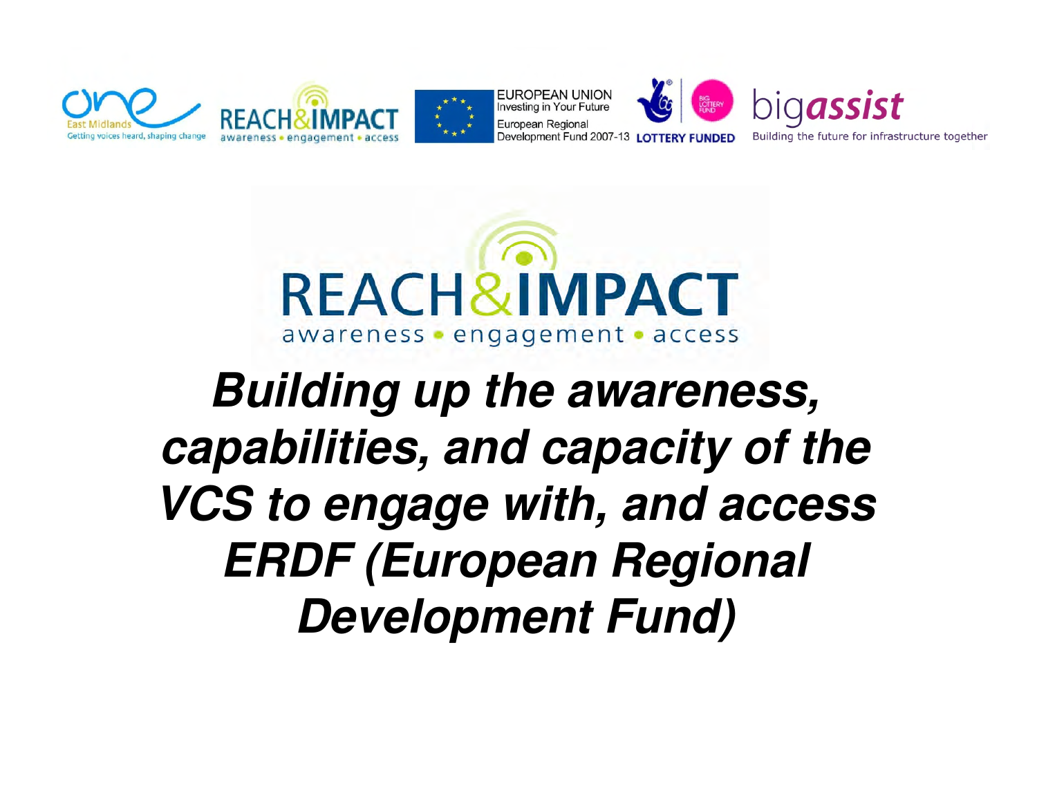One East Midlands — Getting voices heard, shaping change

REACH&IMPACT — awareness • engagement • access

EUROPEAN UNION
Investing in Your Future
European Regional Development Fund 2007-13

LOTTERY FUNDED

bigassist — Building the future for infrastructure together

# REACH&IMPACT

awareness • engagement • access

***Building up the awareness, capabilities, and capacity of the VCS to engage with, and access ERDF (European Regional Development Fund)***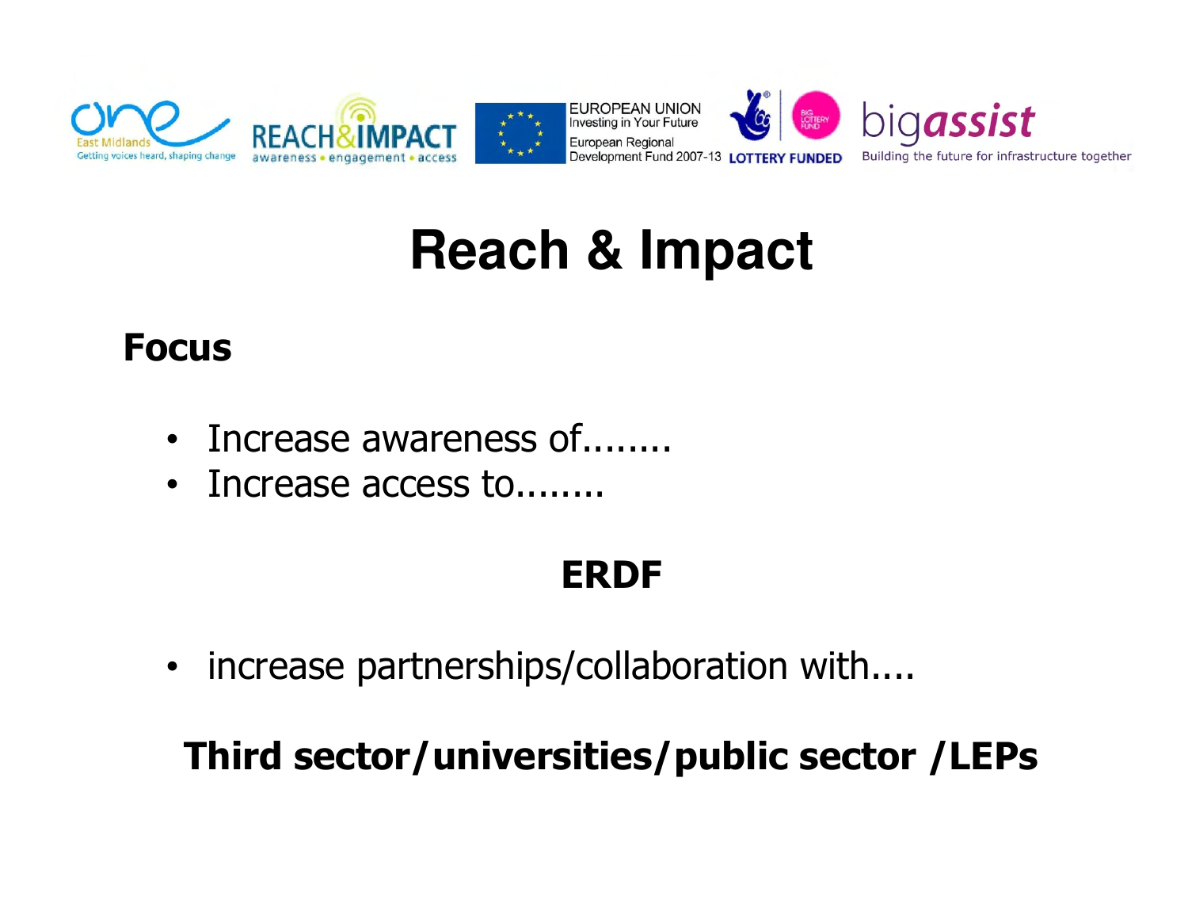# Reach & Impact

**Focus**

- Increase awareness of........
- Increase access to........

**ERDF**

- increase partnerships/collaboration with....

**Third sector/universities/public sector /LEPs**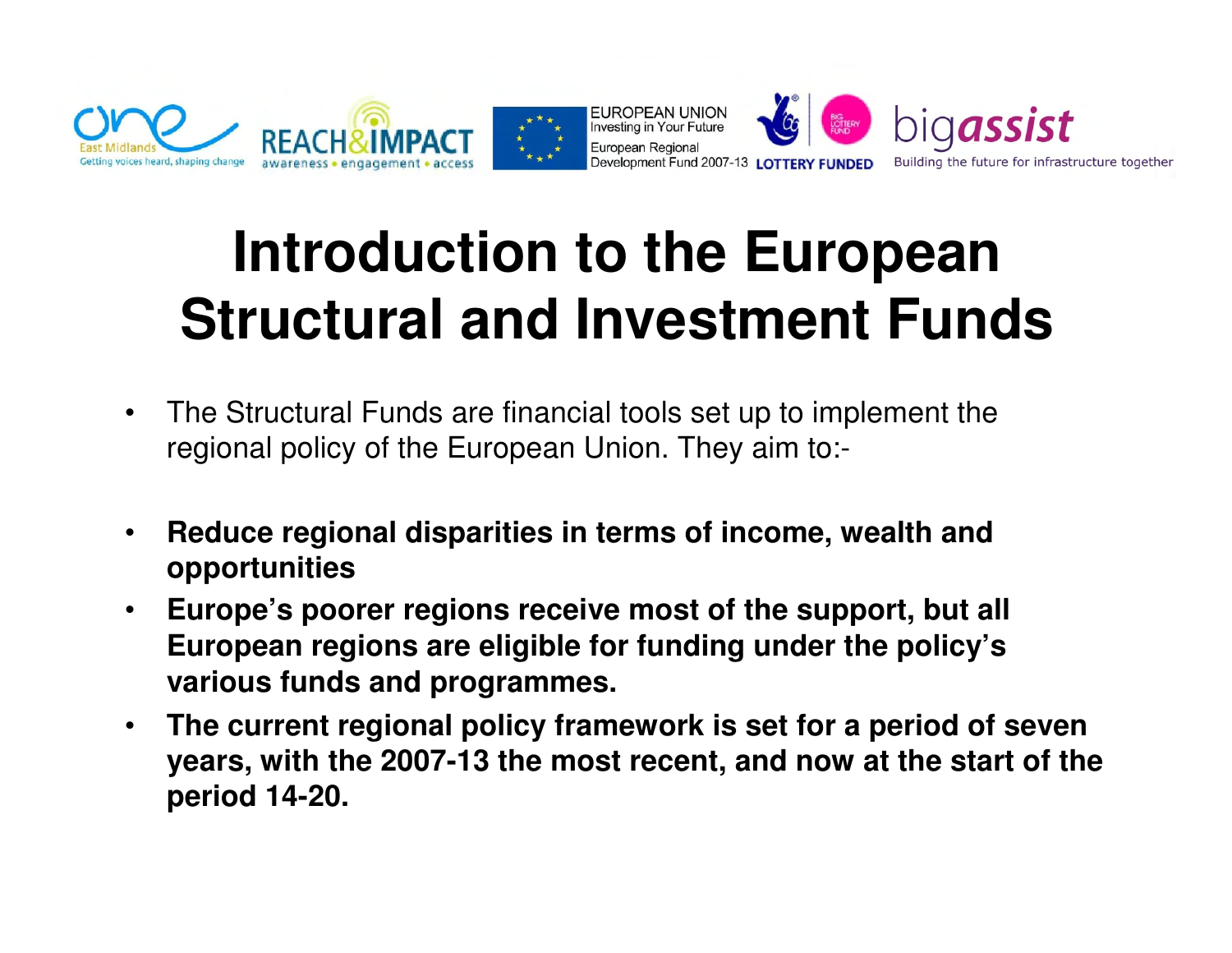# Introduction to the European Structural and Investment Funds

- The Structural Funds are financial tools set up to implement the regional policy of the European Union. They aim to:-

- **Reduce regional disparities in terms of income, wealth and opportunities**
- **Europe's poorer regions receive most of the support, but all European regions are eligible for funding under the policy's various funds and programmes.**
- **The current regional policy framework is set for a period of seven years, with the 2007-13 the most recent, and now at the start of the period 14-20.**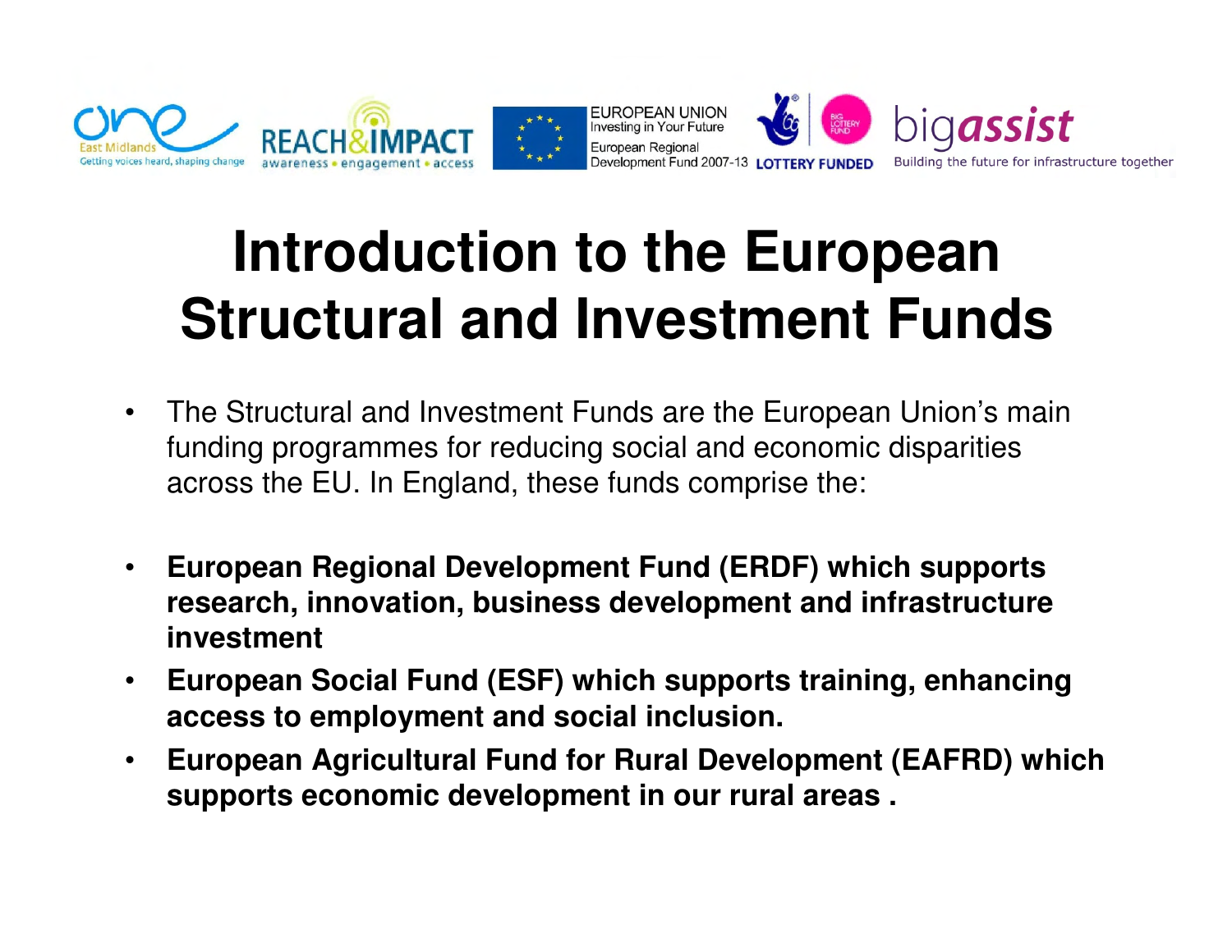# Introduction to the European Structural and Investment Funds

- The Structural and Investment Funds are the European Union's main funding programmes for reducing social and economic disparities across the EU. In England, these funds comprise the:

- **European Regional Development Fund (ERDF) which supports research, innovation, business development and infrastructure investment**
- **European Social Fund (ESF) which supports training, enhancing access to employment and social inclusion.**
- **European Agricultural Fund for Rural Development (EAFRD) which supports economic development in our rural areas .**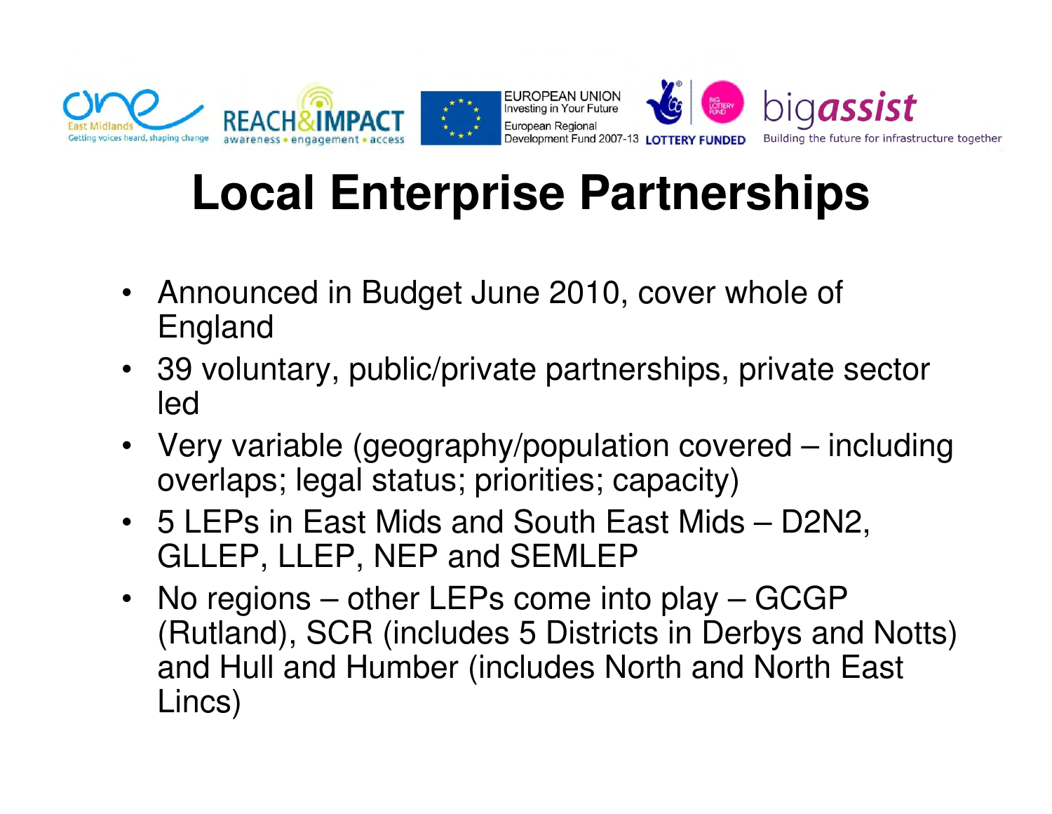# Local Enterprise Partnerships

- Announced in Budget June 2010, cover whole of England
- 39 voluntary, public/private partnerships, private sector led
- Very variable (geography/population covered – including overlaps; legal status; priorities; capacity)
- 5 LEPs in East Mids and South East Mids – D2N2, GLLEP, LLEP, NEP and SEMLEP
- No regions – other LEPs come into play – GCGP (Rutland), SCR (includes 5 Districts in Derbys and Notts) and Hull and Humber (includes North and North East Lincs)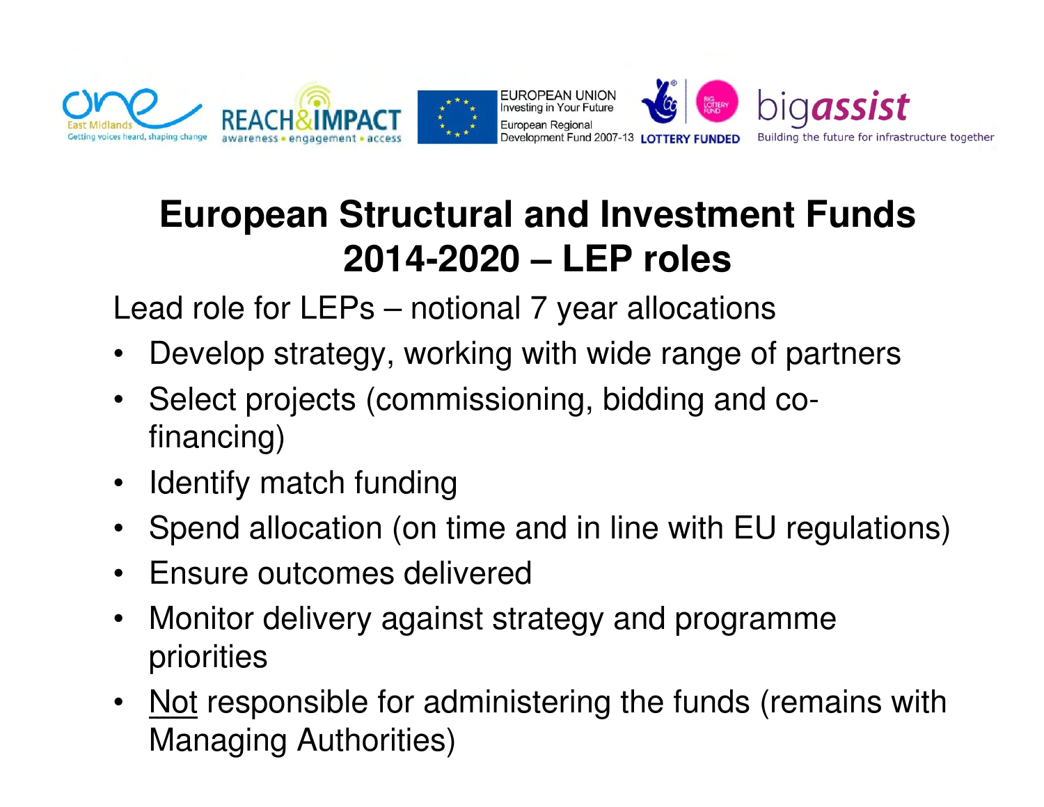# European Structural and Investment Funds 2014-2020 – LEP roles

Lead role for LEPs – notional 7 year allocations

- Develop strategy, working with wide range of partners
- Select projects (commissioning, bidding and co-financing)
- Identify match funding
- Spend allocation (on time and in line with EU regulations)
- Ensure outcomes delivered
- Monitor delivery against strategy and programme priorities
- <u>Not</u> responsible for administering the funds (remains with Managing Authorities)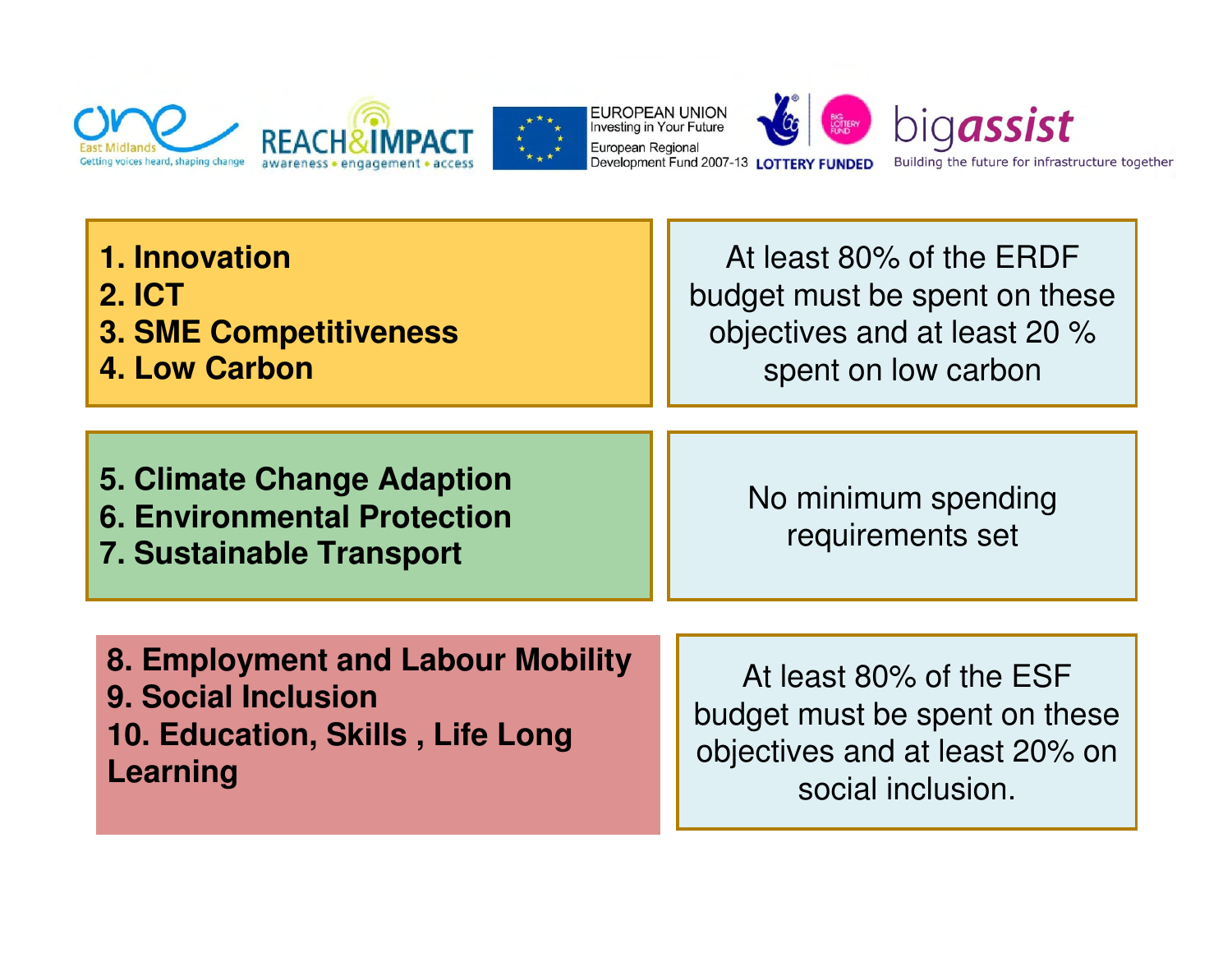| Objectives | Spending requirements |
|---|---|
| **1. Innovation**<br>**2. ICT**<br>**3. SME Competitiveness**<br>**4. Low Carbon** | At least 80% of the ERDF budget must be spent on these objectives and at least 20 % spent on low carbon |
| **5. Climate Change Adaption**<br>**6. Environmental Protection**<br>**7. Sustainable Transport** | No minimum spending requirements set |
| **8. Employment and Labour Mobility**<br>**9. Social Inclusion**<br>**10. Education, Skills , Life Long Learning** | At least 80% of the ESF budget must be spent on these objectives and at least 20% on social inclusion. |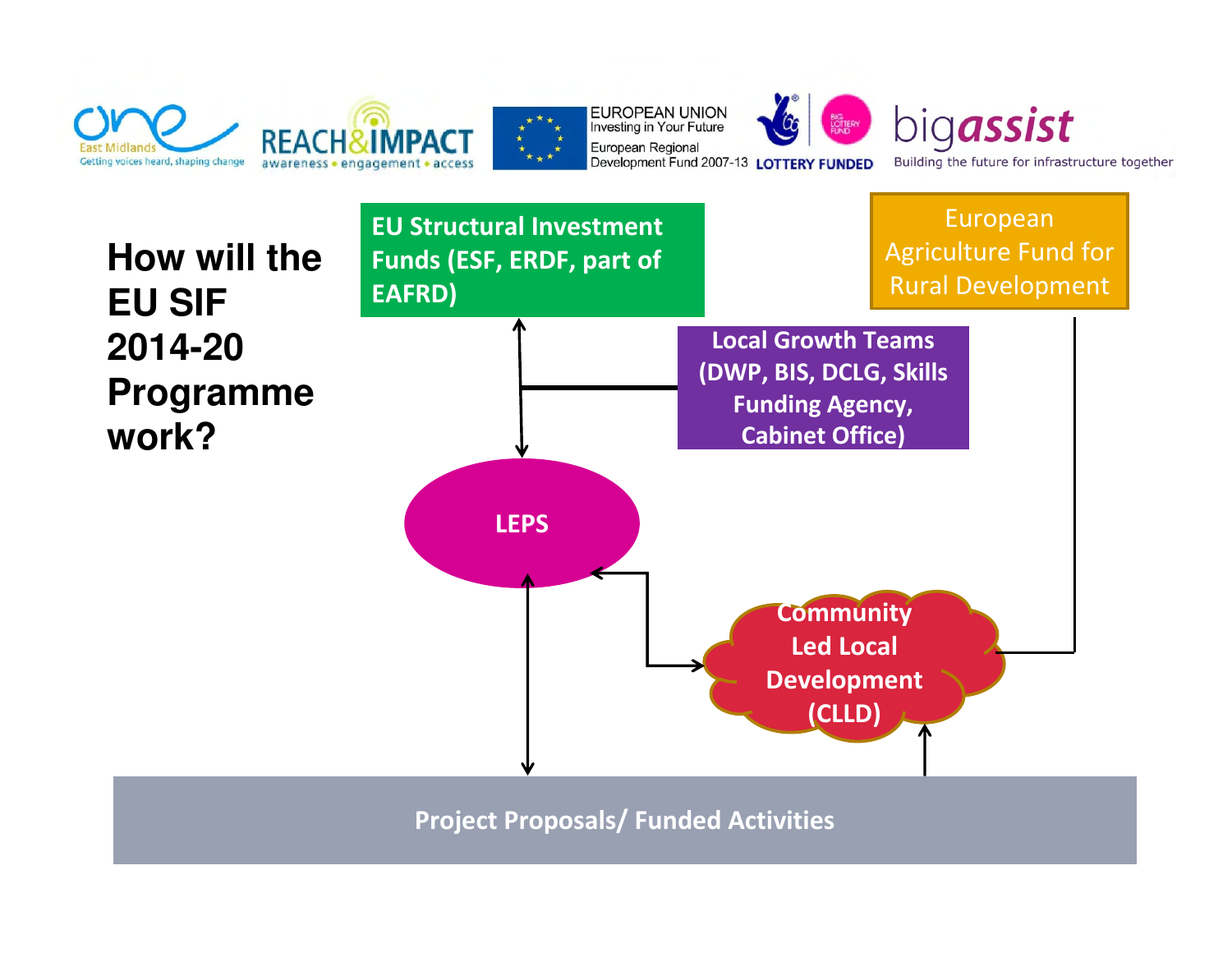East Midlands one – Getting voices heard, shaping change | REACH&IMPACT – awareness • engagement • access | EUROPEAN UNION – Investing in Your Future – European Regional Development Fund 2007-13 | LOTTERY FUNDED | bigassist – Building the future for infrastructure together

# How will the EU SIF 2014-20 Programme work?

EU Structural Investment Funds (ESF, ERDF, part of EAFRD)

European Agriculture Fund for Rural Development

Local Growth Teams (DWP, BIS, DCLG, Skills Funding Agency, Cabinet Office)

LEPS

Community Led Local Development (CLLD)

Project Proposals/ Funded Activities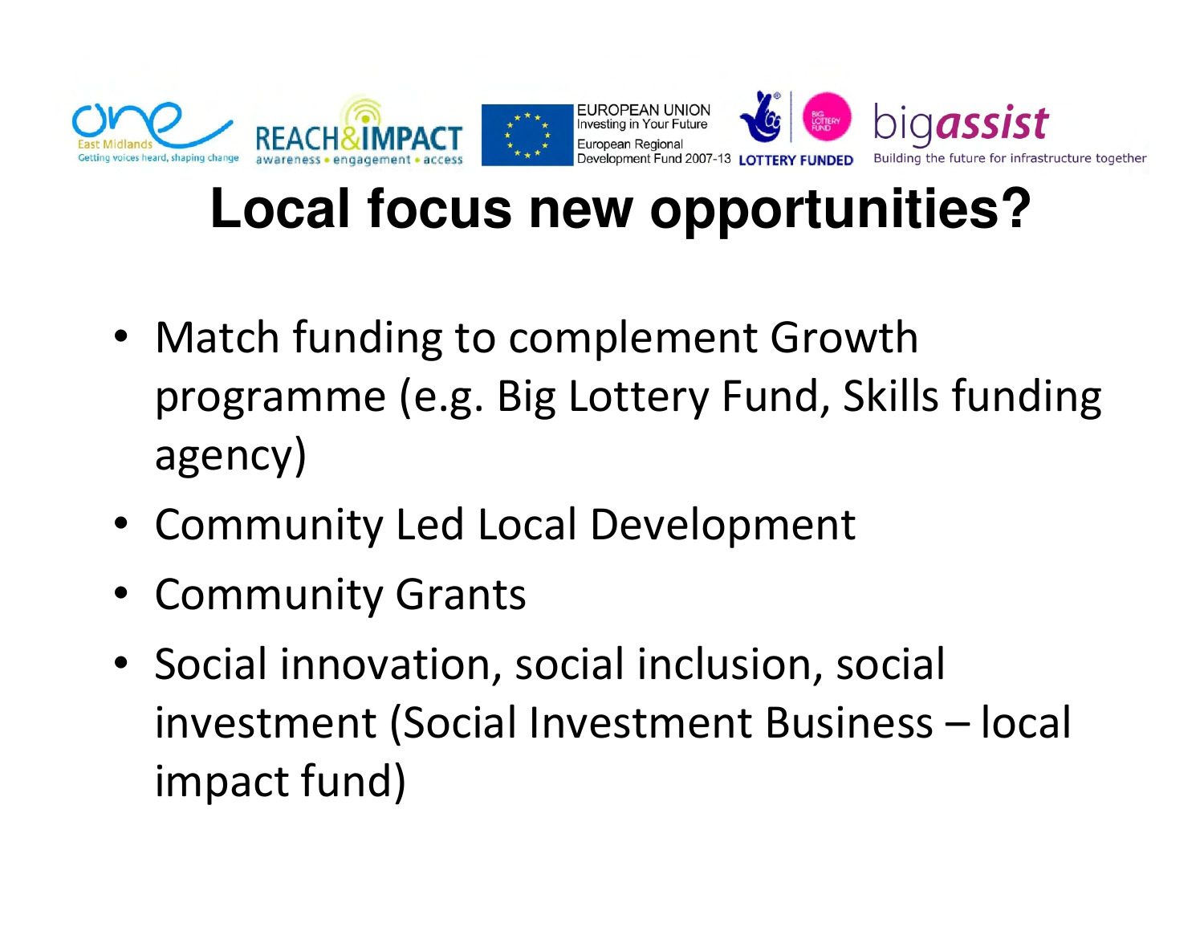# Local focus new opportunities?

- Match funding to complement Growth programme (e.g. Big Lottery Fund, Skills funding agency)
- Community Led Local Development
- Community Grants
- Social innovation, social inclusion, social investment (Social Investment Business – local impact fund)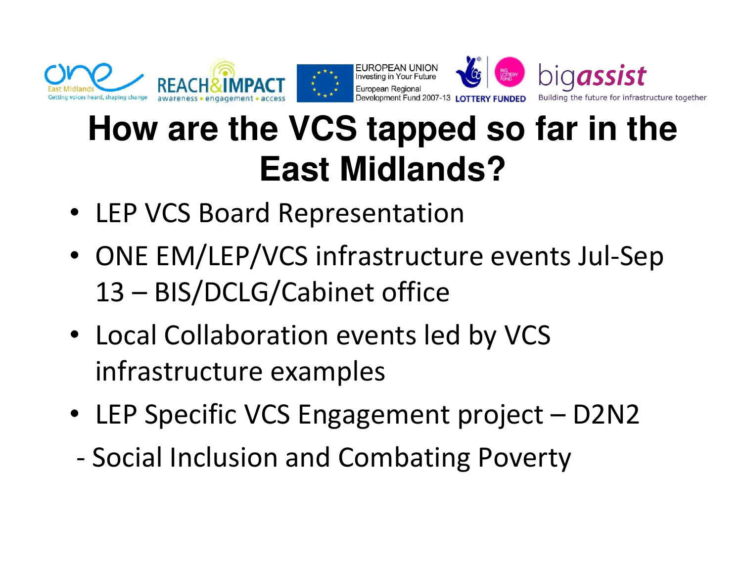# How are the VCS tapped so far in the East Midlands?

- LEP VCS Board Representation
- ONE EM/LEP/VCS infrastructure events Jul-Sep 13 – BIS/DCLG/Cabinet office
- Local Collaboration events led by VCS infrastructure examples
- LEP Specific VCS Engagement project – D2N2

- Social Inclusion and Combating Poverty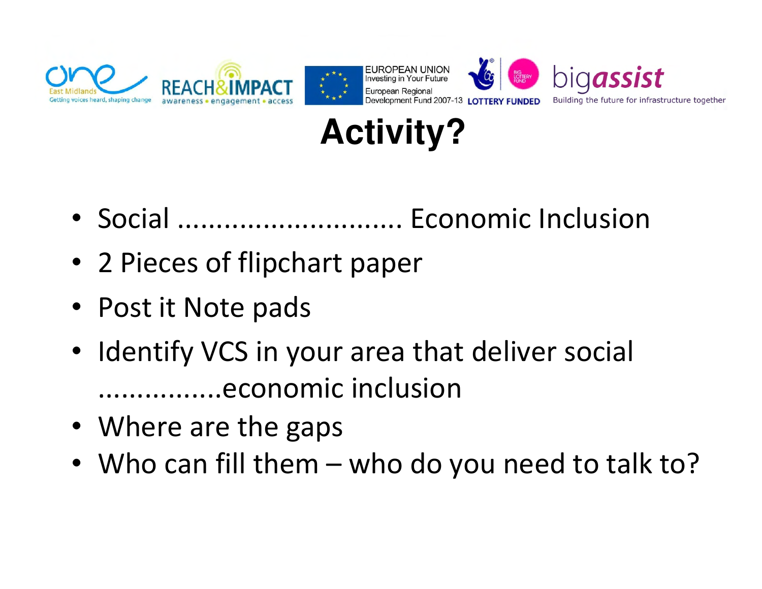# Activity?

- Social ............................ Economic Inclusion
- 2 Pieces of flipchart paper
- Post it Note pads
- Identify VCS in your area that deliver social ................economic inclusion
- Where are the gaps
- Who can fill them – who do you need to talk to?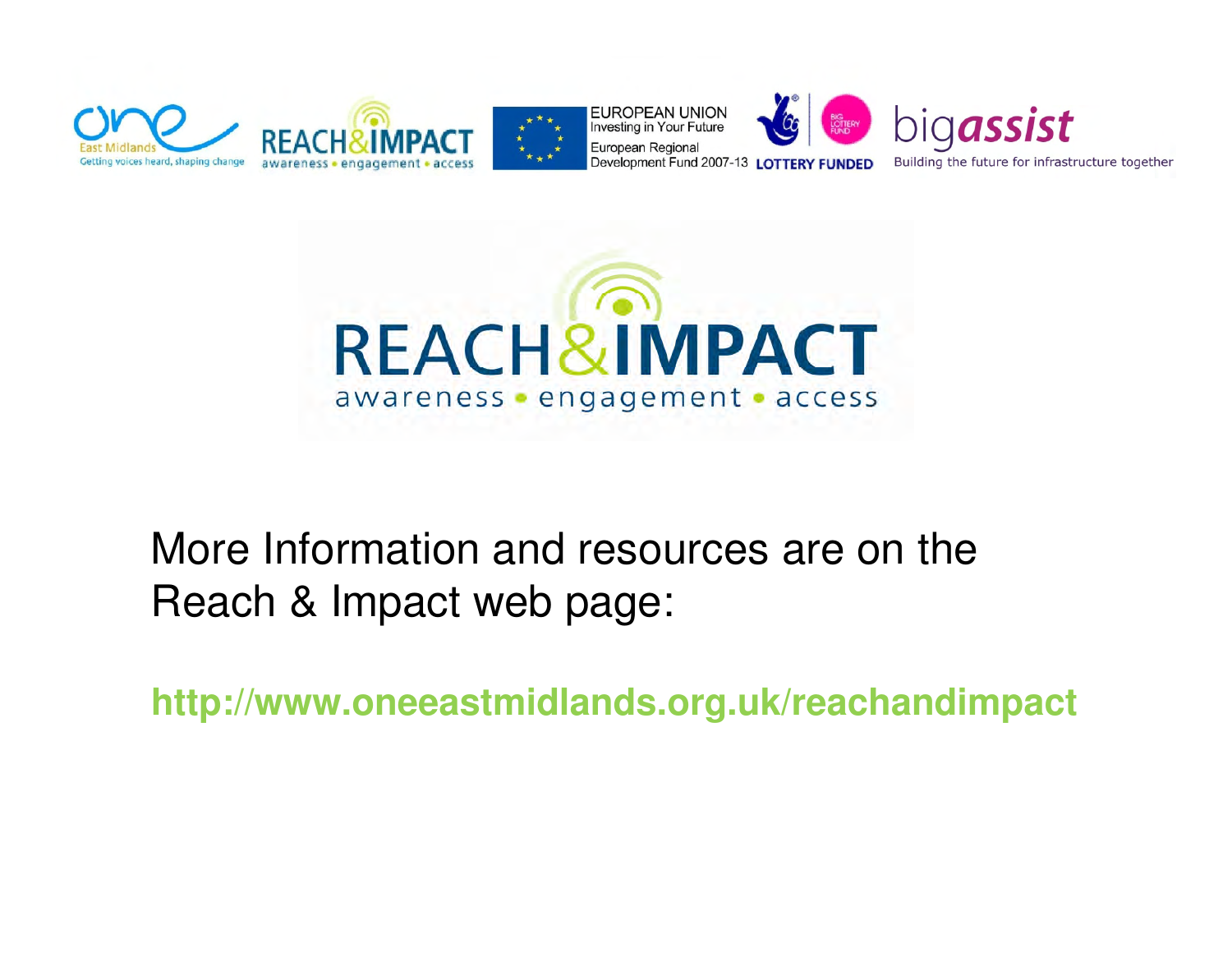More Information and resources are on the Reach & Impact web page:

**http://www.oneeastmidlands.org.uk/reachandimpact**